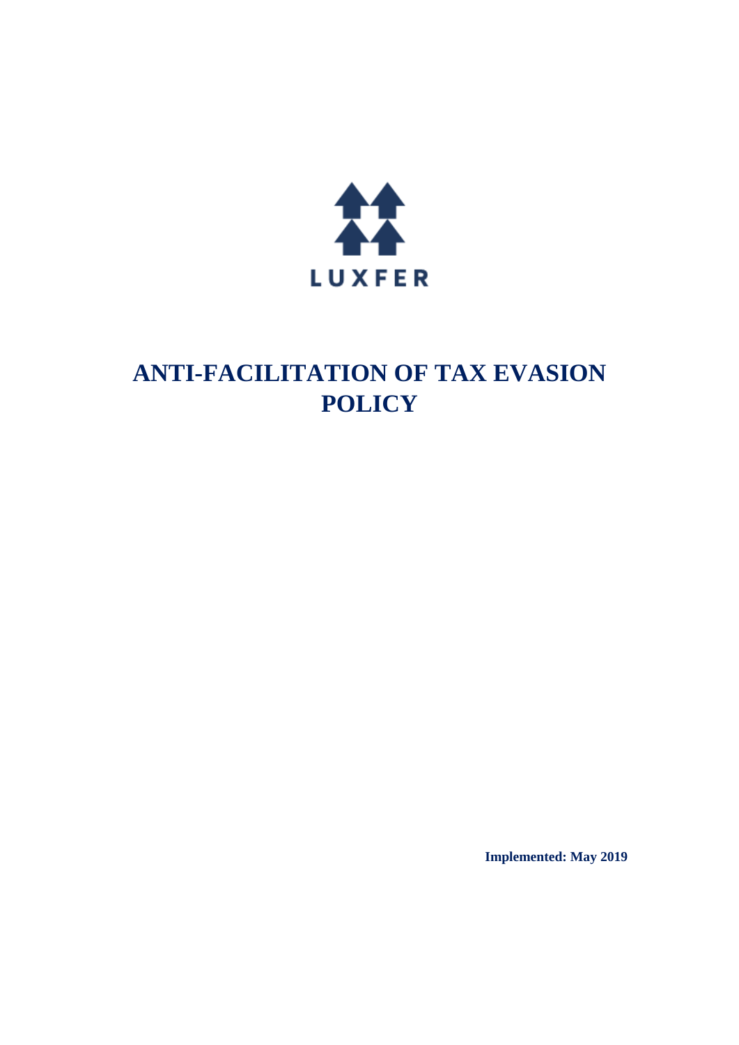LUXFER

# ANTI-FACILITATION OF TAX EVASION POLICY

**Implemented: May 2019**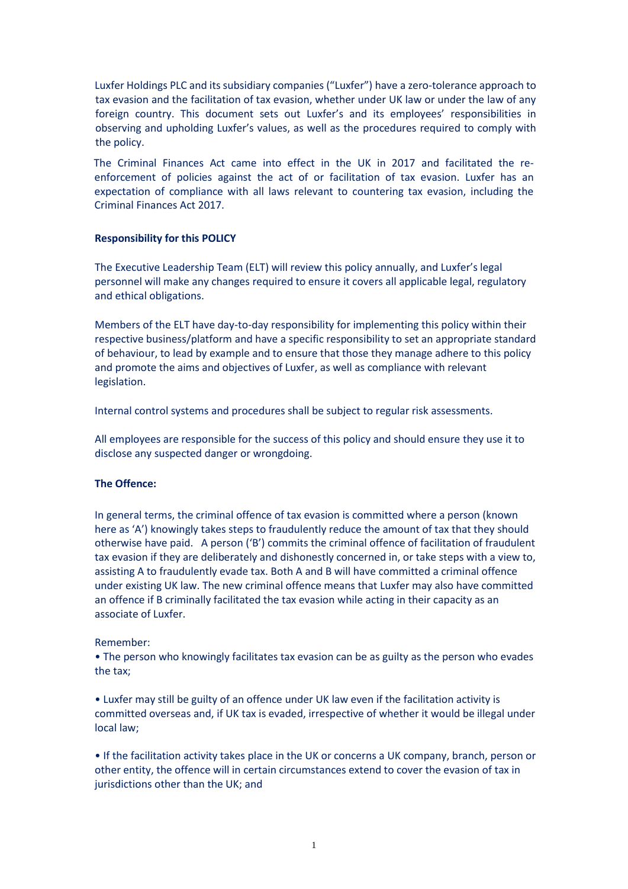Luxfer Holdings PLC and its subsidiary companies ("Luxfer") have a zero-tolerance approach to tax evasion and the facilitation of tax evasion, whether under UK law or under the law of any foreign country. This document sets out Luxfer's and its employees' responsibilities in observing and upholding Luxfer's values, as well as the procedures required to comply with the policy.

The Criminal Finances Act came into effect in the UK in 2017 and facilitated the re-enforcement of policies against the act of or facilitation of tax evasion. Luxfer has an expectation of compliance with all laws relevant to countering tax evasion, including the Criminal Finances Act 2017.

**Responsibility for this POLICY**

The Executive Leadership Team (ELT) will review this policy annually, and Luxfer's legal personnel will make any changes required to ensure it covers all applicable legal, regulatory and ethical obligations.

Members of the ELT have day-to-day responsibility for implementing this policy within their respective business/platform and have a specific responsibility to set an appropriate standard of behaviour, to lead by example and to ensure that those they manage adhere to this policy and promote the aims and objectives of Luxfer, as well as compliance with relevant legislation.

Internal control systems and procedures shall be subject to regular risk assessments.

All employees are responsible for the success of this policy and should ensure they use it to disclose any suspected danger or wrongdoing.

**The Offence:**

In general terms, the criminal offence of tax evasion is committed where a person (known here as 'A') knowingly takes steps to fraudulently reduce the amount of tax that they should otherwise have paid. A person ('B') commits the criminal offence of facilitation of fraudulent tax evasion if they are deliberately and dishonestly concerned in, or take steps with a view to, assisting A to fraudulently evade tax. Both A and B will have committed a criminal offence under existing UK law. The new criminal offence means that Luxfer may also have committed an offence if B criminally facilitated the tax evasion while acting in their capacity as an associate of Luxfer.

Remember:

- The person who knowingly facilitates tax evasion can be as guilty as the person who evades the tax;
- Luxfer may still be guilty of an offence under UK law even if the facilitation activity is committed overseas and, if UK tax is evaded, irrespective of whether it would be illegal under local law;
- If the facilitation activity takes place in the UK or concerns a UK company, branch, person or other entity, the offence will in certain circumstances extend to cover the evasion of tax in jurisdictions other than the UK; and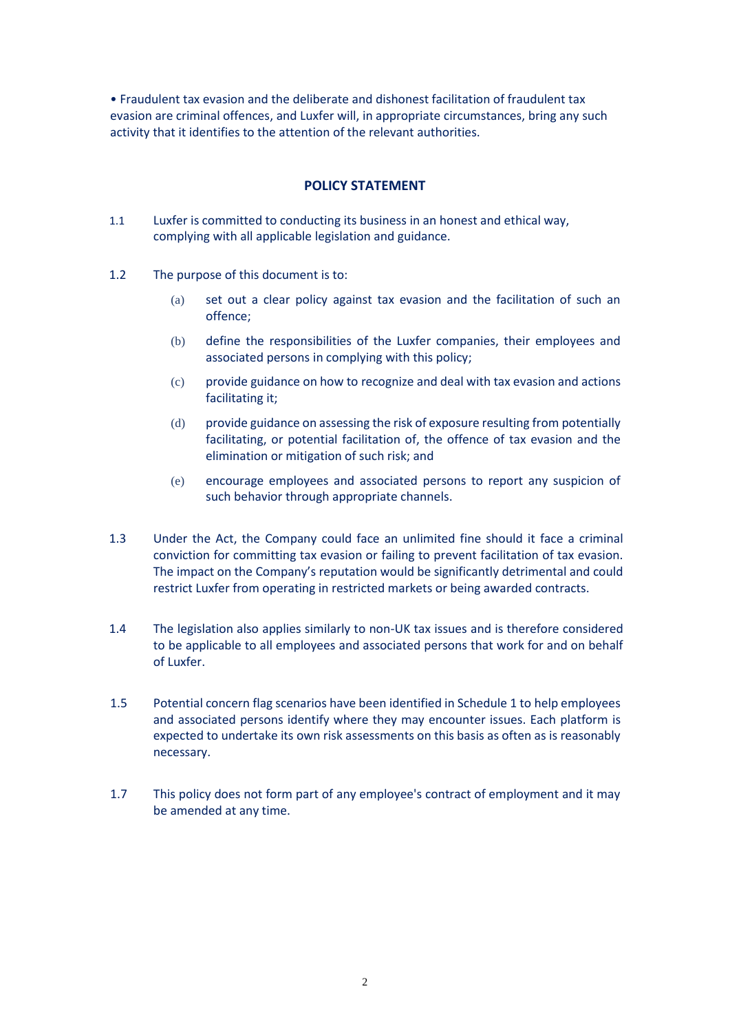• Fraudulent tax evasion and the deliberate and dishonest facilitation of fraudulent tax evasion are criminal offences, and Luxfer will, in appropriate circumstances, bring any such activity that it identifies to the attention of the relevant authorities.

## POLICY STATEMENT

1.1 Luxfer is committed to conducting its business in an honest and ethical way, complying with all applicable legislation and guidance.

1.2 The purpose of this document is to:

(a) set out a clear policy against tax evasion and the facilitation of such an offence;

(b) define the responsibilities of the Luxfer companies, their employees and associated persons in complying with this policy;

(c) provide guidance on how to recognize and deal with tax evasion and actions facilitating it;

(d) provide guidance on assessing the risk of exposure resulting from potentially facilitating, or potential facilitation of, the offence of tax evasion and the elimination or mitigation of such risk; and

(e) encourage employees and associated persons to report any suspicion of such behavior through appropriate channels.

1.3 Under the Act, the Company could face an unlimited fine should it face a criminal conviction for committing tax evasion or failing to prevent facilitation of tax evasion. The impact on the Company's reputation would be significantly detrimental and could restrict Luxfer from operating in restricted markets or being awarded contracts.

1.4 The legislation also applies similarly to non-UK tax issues and is therefore considered to be applicable to all employees and associated persons that work for and on behalf of Luxfer.

1.5 Potential concern flag scenarios have been identified in Schedule 1 to help employees and associated persons identify where they may encounter issues. Each platform is expected to undertake its own risk assessments on this basis as often as is reasonably necessary.

1.7 This policy does not form part of any employee's contract of employment and it may be amended at any time.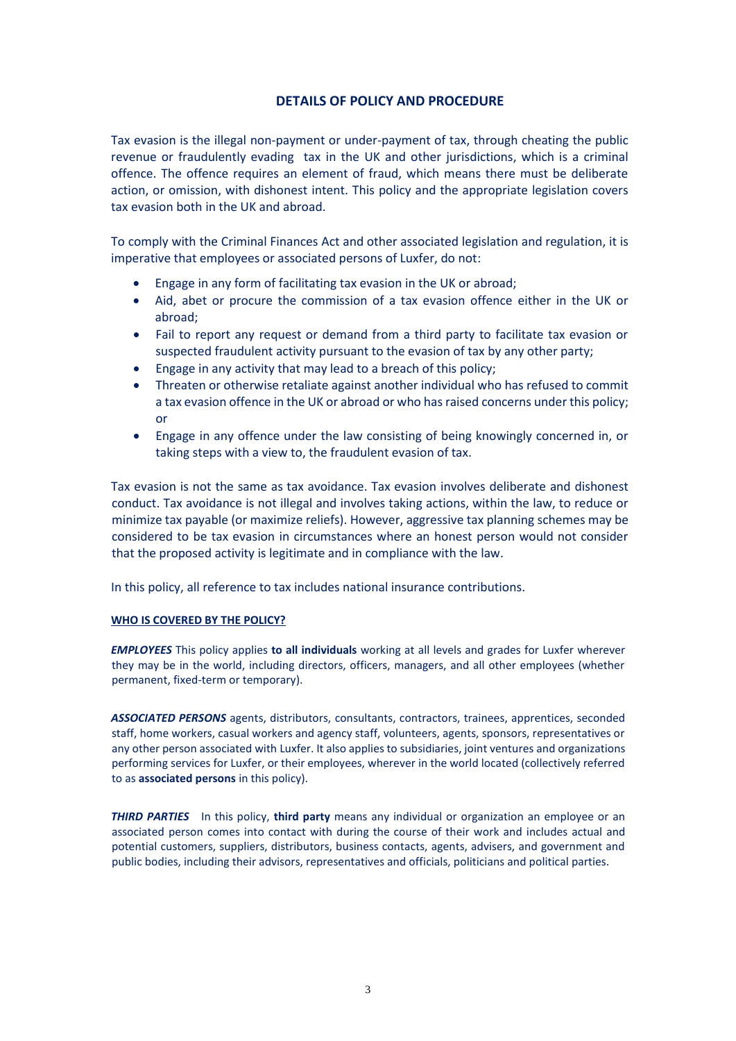# DETAILS OF POLICY AND PROCEDURE

Tax evasion is the illegal non-payment or under-payment of tax, through cheating the public revenue or fraudulently evading tax in the UK and other jurisdictions, which is a criminal offence. The offence requires an element of fraud, which means there must be deliberate action, or omission, with dishonest intent. This policy and the appropriate legislation covers tax evasion both in the UK and abroad.

To comply with the Criminal Finances Act and other associated legislation and regulation, it is imperative that employees or associated persons of Luxfer, do not:

- Engage in any form of facilitating tax evasion in the UK or abroad;
- Aid, abet or procure the commission of a tax evasion offence either in the UK or abroad;
- Fail to report any request or demand from a third party to facilitate tax evasion or suspected fraudulent activity pursuant to the evasion of tax by any other party;
- Engage in any activity that may lead to a breach of this policy;
- Threaten or otherwise retaliate against another individual who has refused to commit a tax evasion offence in the UK or abroad or who has raised concerns under this policy; or
- Engage in any offence under the law consisting of being knowingly concerned in, or taking steps with a view to, the fraudulent evasion of tax.

Tax evasion is not the same as tax avoidance. Tax evasion involves deliberate and dishonest conduct. Tax avoidance is not illegal and involves taking actions, within the law, to reduce or minimize tax payable (or maximize reliefs). However, aggressive tax planning schemes may be considered to be tax evasion in circumstances where an honest person would not consider that the proposed activity is legitimate and in compliance with the law.

In this policy, all reference to tax includes national insurance contributions.

#### WHO IS COVERED BY THE POLICY?

***EMPLOYEES*** This policy applies **to all individuals** working at all levels and grades for Luxfer wherever they may be in the world, including directors, officers, managers, and all other employees (whether permanent, fixed-term or temporary).

***ASSOCIATED PERSONS*** agents, distributors, consultants, contractors, trainees, apprentices, seconded staff, home workers, casual workers and agency staff, volunteers, agents, sponsors, representatives or any other person associated with Luxfer. It also applies to subsidiaries, joint ventures and organizations performing services for Luxfer, or their employees, wherever in the world located (collectively referred to as **associated persons** in this policy).

***THIRD PARTIES*** In this policy, **third party** means any individual or organization an employee or an associated person comes into contact with during the course of their work and includes actual and potential customers, suppliers, distributors, business contacts, agents, advisers, and government and public bodies, including their advisors, representatives and officials, politicians and political parties.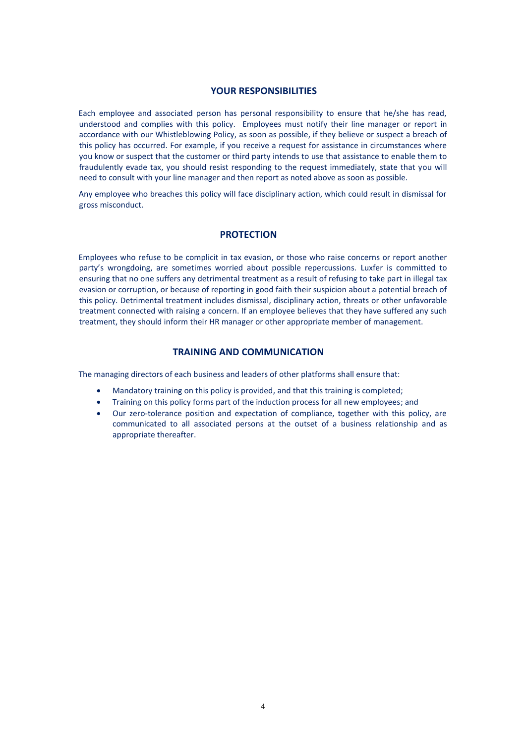## YOUR RESPONSIBILITIES

Each employee and associated person has personal responsibility to ensure that he/she has read, understood and complies with this policy. Employees must notify their line manager or report in accordance with our Whistleblowing Policy, as soon as possible, if they believe or suspect a breach of this policy has occurred. For example, if you receive a request for assistance in circumstances where you know or suspect that the customer or third party intends to use that assistance to enable them to fraudulently evade tax, you should resist responding to the request immediately, state that you will need to consult with your line manager and then report as noted above as soon as possible.

Any employee who breaches this policy will face disciplinary action, which could result in dismissal for gross misconduct.

## PROTECTION

Employees who refuse to be complicit in tax evasion, or those who raise concerns or report another party's wrongdoing, are sometimes worried about possible repercussions. Luxfer is committed to ensuring that no one suffers any detrimental treatment as a result of refusing to take part in illegal tax evasion or corruption, or because of reporting in good faith their suspicion about a potential breach of this policy. Detrimental treatment includes dismissal, disciplinary action, threats or other unfavorable treatment connected with raising a concern. If an employee believes that they have suffered any such treatment, they should inform their HR manager or other appropriate member of management.

## TRAINING AND COMMUNICATION

The managing directors of each business and leaders of other platforms shall ensure that:

- Mandatory training on this policy is provided, and that this training is completed;
- Training on this policy forms part of the induction process for all new employees; and
- Our zero-tolerance position and expectation of compliance, together with this policy, are communicated to all associated persons at the outset of a business relationship and as appropriate thereafter.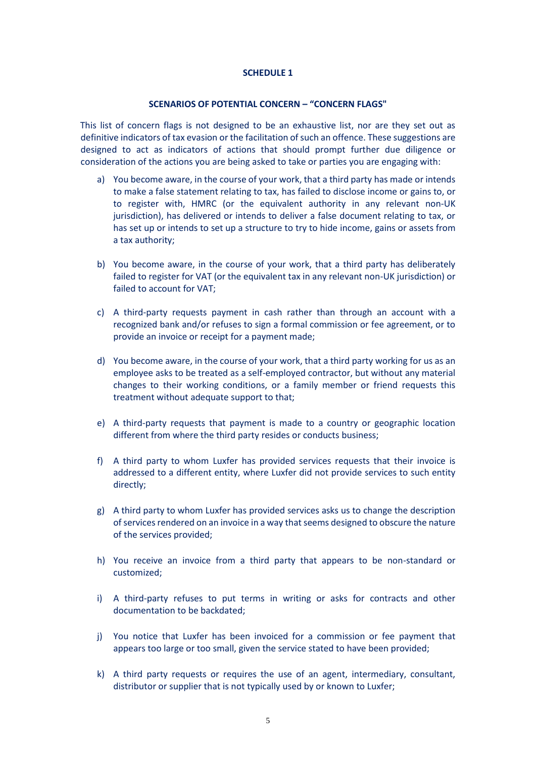## SCHEDULE 1

### SCENARIOS OF POTENTIAL CONCERN – "CONCERN FLAGS"

This list of concern flags is not designed to be an exhaustive list, nor are they set out as definitive indicators of tax evasion or the facilitation of such an offence. These suggestions are designed to act as indicators of actions that should prompt further due diligence or consideration of the actions you are being asked to take or parties you are engaging with:

a) You become aware, in the course of your work, that a third party has made or intends to make a false statement relating to tax, has failed to disclose income or gains to, or to register with, HMRC (or the equivalent authority in any relevant non-UK jurisdiction), has delivered or intends to deliver a false document relating to tax, or has set up or intends to set up a structure to try to hide income, gains or assets from a tax authority;

b) You become aware, in the course of your work, that a third party has deliberately failed to register for VAT (or the equivalent tax in any relevant non-UK jurisdiction) or failed to account for VAT;

c) A third-party requests payment in cash rather than through an account with a recognized bank and/or refuses to sign a formal commission or fee agreement, or to provide an invoice or receipt for a payment made;

d) You become aware, in the course of your work, that a third party working for us as an employee asks to be treated as a self-employed contractor, but without any material changes to their working conditions, or a family member or friend requests this treatment without adequate support to that;

e) A third-party requests that payment is made to a country or geographic location different from where the third party resides or conducts business;

f) A third party to whom Luxfer has provided services requests that their invoice is addressed to a different entity, where Luxfer did not provide services to such entity directly;

g) A third party to whom Luxfer has provided services asks us to change the description of services rendered on an invoice in a way that seems designed to obscure the nature of the services provided;

h) You receive an invoice from a third party that appears to be non-standard or customized;

i) A third-party refuses to put terms in writing or asks for contracts and other documentation to be backdated;

j) You notice that Luxfer has been invoiced for a commission or fee payment that appears too large or too small, given the service stated to have been provided;

k) A third party requests or requires the use of an agent, intermediary, consultant, distributor or supplier that is not typically used by or known to Luxfer;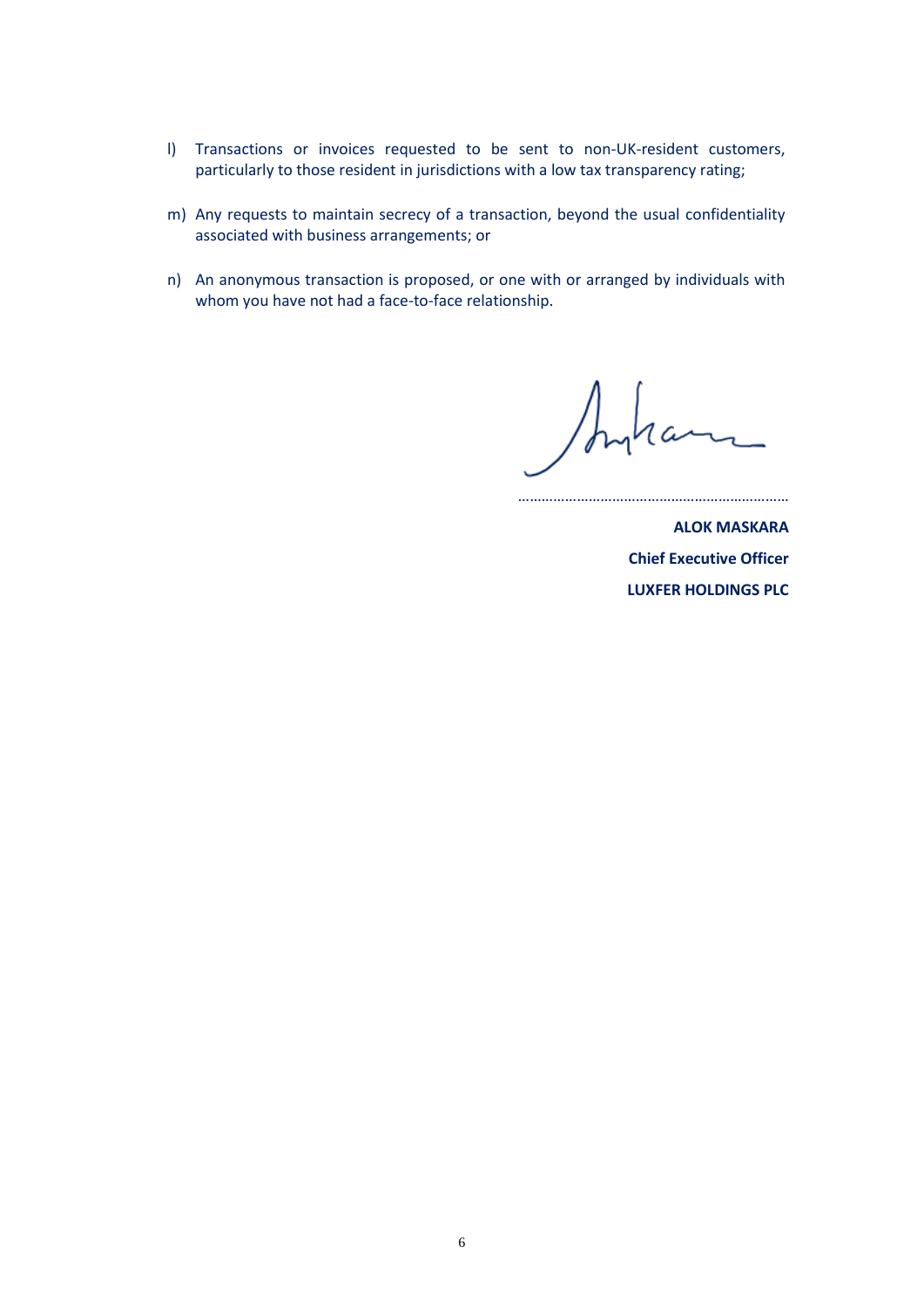l) Transactions or invoices requested to be sent to non-UK-resident customers, particularly to those resident in jurisdictions with a low tax transparency rating;

m) Any requests to maintain secrecy of a transaction, beyond the usual confidentiality associated with business arrangements; or

n) An anonymous transaction is proposed, or one with or arranged by individuals with whom you have not had a face-to-face relationship.

…………………………………………………………

**ALOK MASKARA**

**Chief Executive Officer**

**LUXFER HOLDINGS PLC**